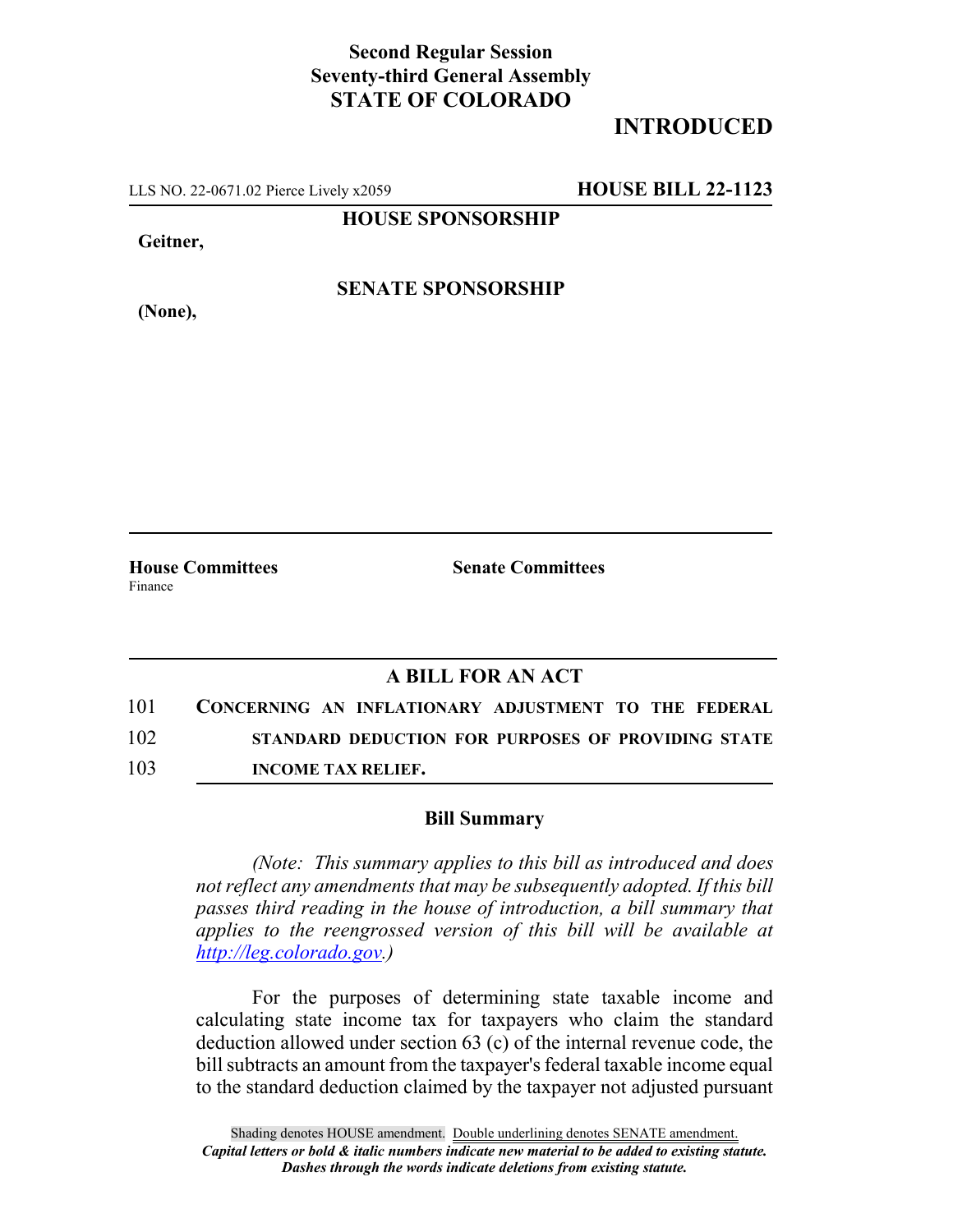**Second Regular Session**
**Seventy-third General Assembly**
**STATE OF COLORADO**

# INTRODUCED

LLS NO. 22-0671.02 Pierce Lively x2059 **HOUSE BILL 22-1123**

**HOUSE SPONSORSHIP**

**Geitner,**

**SENATE SPONSORSHIP**

**(None),**

**House Committees**
Finance

**Senate Committees**

## A BILL FOR AN ACT

101 **CONCERNING AN INFLATIONARY ADJUSTMENT TO THE FEDERAL**
102 **STANDARD DEDUCTION FOR PURPOSES OF PROVIDING STATE**
103 **INCOME TAX RELIEF.**

### Bill Summary

*(Note: This summary applies to this bill as introduced and does not reflect any amendments that may be subsequently adopted. If this bill passes third reading in the house of introduction, a bill summary that applies to the reengrossed version of this bill will be available at http://leg.colorado.gov.)*

For the purposes of determining state taxable income and calculating state income tax for taxpayers who claim the standard deduction allowed under section 63 (c) of the internal revenue code, the bill subtracts an amount from the taxpayer's federal taxable income equal to the standard deduction claimed by the taxpayer not adjusted pursuant

Shading denotes HOUSE amendment. Double underlining denotes SENATE amendment.
*Capital letters or bold & italic numbers indicate new material to be added to existing statute.*
*Dashes through the words indicate deletions from existing statute.*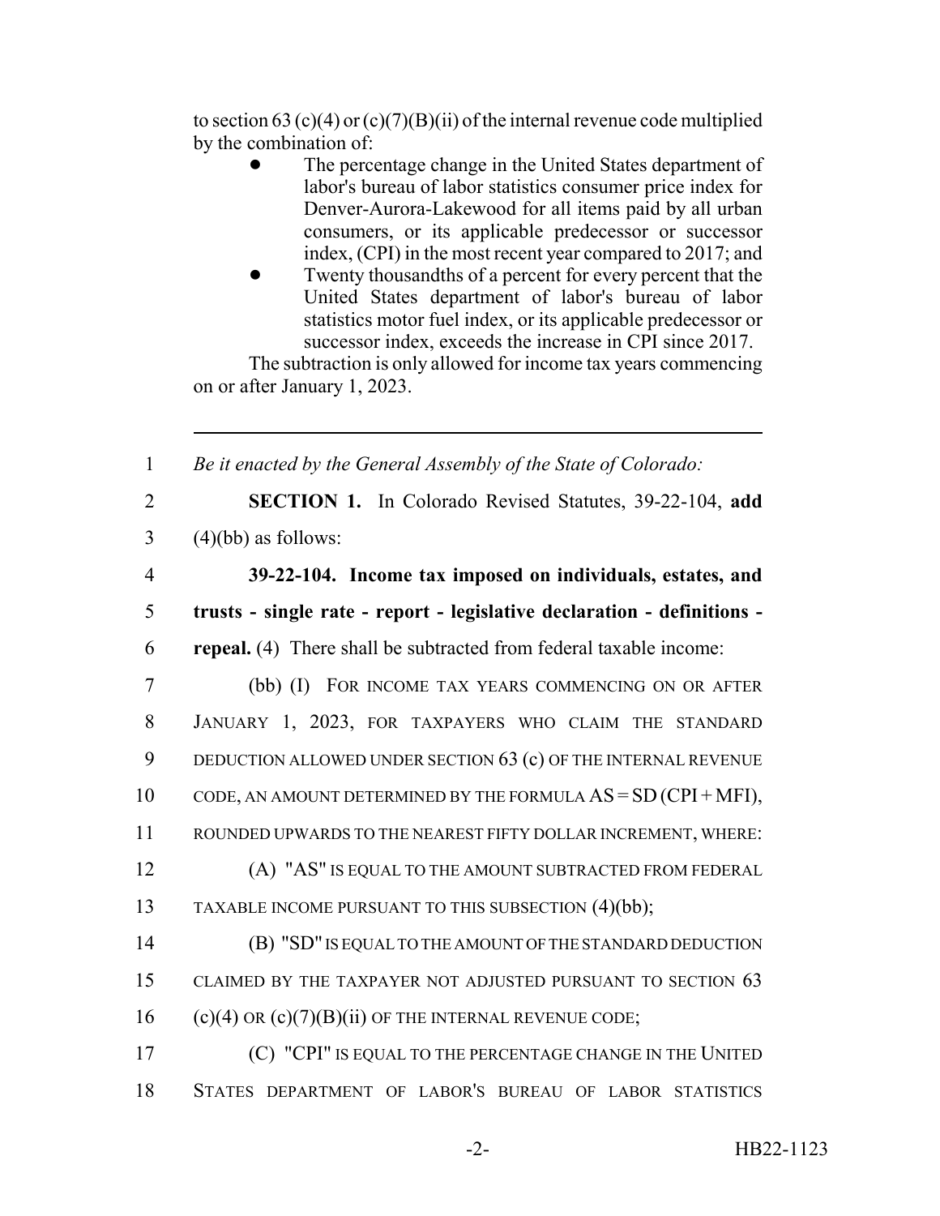to section 63 (c)(4) or (c)(7)(B)(ii) of the internal revenue code multiplied by the combination of:

- The percentage change in the United States department of labor's bureau of labor statistics consumer price index for Denver-Aurora-Lakewood for all items paid by all urban consumers, or its applicable predecessor or successor index, (CPI) in the most recent year compared to 2017; and
- Twenty thousandths of a percent for every percent that the United States department of labor's bureau of labor statistics motor fuel index, or its applicable predecessor or successor index, exceeds the increase in CPI since 2017.

The subtraction is only allowed for income tax years commencing on or after January 1, 2023.

---

1 *Be it enacted by the General Assembly of the State of Colorado:*

2 **SECTION 1.** In Colorado Revised Statutes, 39-22-104, **add**
3 (4)(bb) as follows:

4 **39-22-104. Income tax imposed on individuals, estates, and**
5 **trusts - single rate - report - legislative declaration - definitions -**
6 **repeal.** (4) There shall be subtracted from federal taxable income:

7 (bb) (I) FOR INCOME TAX YEARS COMMENCING ON OR AFTER
8 JANUARY 1, 2023, FOR TAXPAYERS WHO CLAIM THE STANDARD
9 DEDUCTION ALLOWED UNDER SECTION 63 (c) OF THE INTERNAL REVENUE
10 CODE, AN AMOUNT DETERMINED BY THE FORMULA AS = SD (CPI + MFI),
11 ROUNDED UPWARDS TO THE NEAREST FIFTY DOLLAR INCREMENT, WHERE:

12 (A) "AS" IS EQUAL TO THE AMOUNT SUBTRACTED FROM FEDERAL
13 TAXABLE INCOME PURSUANT TO THIS SUBSECTION (4)(bb);

14 (B) "SD" IS EQUAL TO THE AMOUNT OF THE STANDARD DEDUCTION
15 CLAIMED BY THE TAXPAYER NOT ADJUSTED PURSUANT TO SECTION 63
16 (c)(4) OR (c)(7)(B)(ii) OF THE INTERNAL REVENUE CODE;

17 (C) "CPI" IS EQUAL TO THE PERCENTAGE CHANGE IN THE UNITED
18 STATES DEPARTMENT OF LABOR'S BUREAU OF LABOR STATISTICS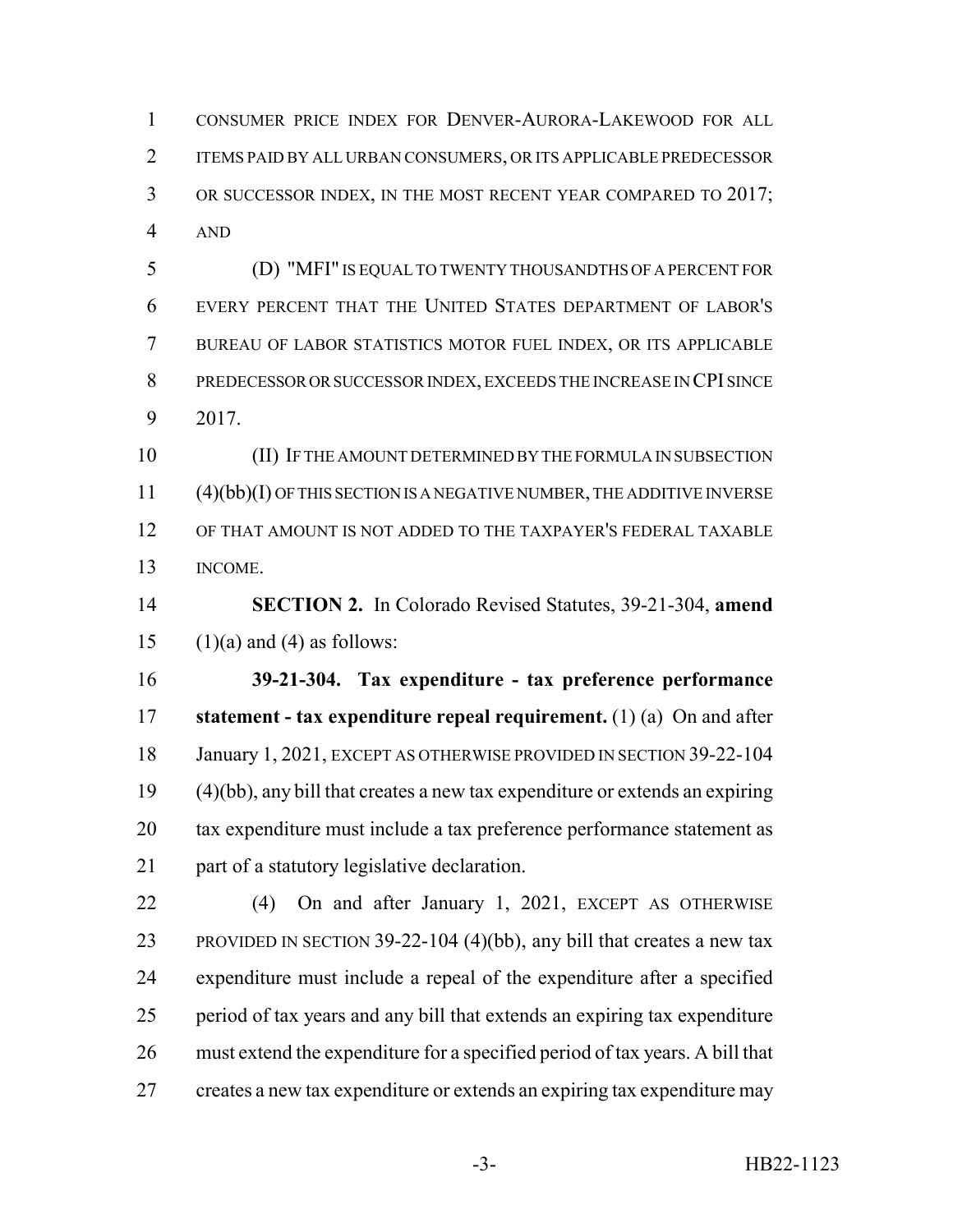CONSUMER PRICE INDEX FOR DENVER-AURORA-LAKEWOOD FOR ALL ITEMS PAID BY ALL URBAN CONSUMERS, OR ITS APPLICABLE PREDECESSOR OR SUCCESSOR INDEX, IN THE MOST RECENT YEAR COMPARED TO 2017; AND

(D) "MFI" IS EQUAL TO TWENTY THOUSANDTHS OF A PERCENT FOR EVERY PERCENT THAT THE UNITED STATES DEPARTMENT OF LABOR'S BUREAU OF LABOR STATISTICS MOTOR FUEL INDEX, OR ITS APPLICABLE PREDECESSOR OR SUCCESSOR INDEX, EXCEEDS THE INCREASE IN CPI SINCE 2017.

(II) IF THE AMOUNT DETERMINED BY THE FORMULA IN SUBSECTION (4)(bb)(I) OF THIS SECTION IS A NEGATIVE NUMBER, THE ADDITIVE INVERSE OF THAT AMOUNT IS NOT ADDED TO THE TAXPAYER'S FEDERAL TAXABLE INCOME.

**SECTION 2.** In Colorado Revised Statutes, 39-21-304, **amend** (1)(a) and (4) as follows:

**39-21-304. Tax expenditure - tax preference performance statement - tax expenditure repeal requirement.** (1) (a) On and after January 1, 2021, EXCEPT AS OTHERWISE PROVIDED IN SECTION 39-22-104 (4)(bb), any bill that creates a new tax expenditure or extends an expiring tax expenditure must include a tax preference performance statement as part of a statutory legislative declaration.

(4) On and after January 1, 2021, EXCEPT AS OTHERWISE PROVIDED IN SECTION 39-22-104 (4)(bb), any bill that creates a new tax expenditure must include a repeal of the expenditure after a specified period of tax years and any bill that extends an expiring tax expenditure must extend the expenditure for a specified period of tax years. A bill that creates a new tax expenditure or extends an expiring tax expenditure may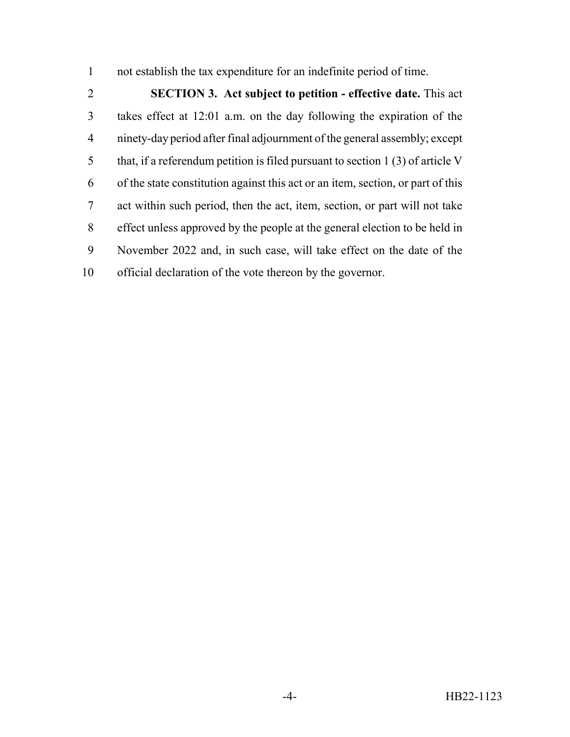not establish the tax expenditure for an indefinite period of time.

**SECTION 3. Act subject to petition - effective date.** This act takes effect at 12:01 a.m. on the day following the expiration of the ninety-day period after final adjournment of the general assembly; except that, if a referendum petition is filed pursuant to section 1 (3) of article V of the state constitution against this act or an item, section, or part of this act within such period, then the act, item, section, or part will not take effect unless approved by the people at the general election to be held in November 2022 and, in such case, will take effect on the date of the official declaration of the vote thereon by the governor.